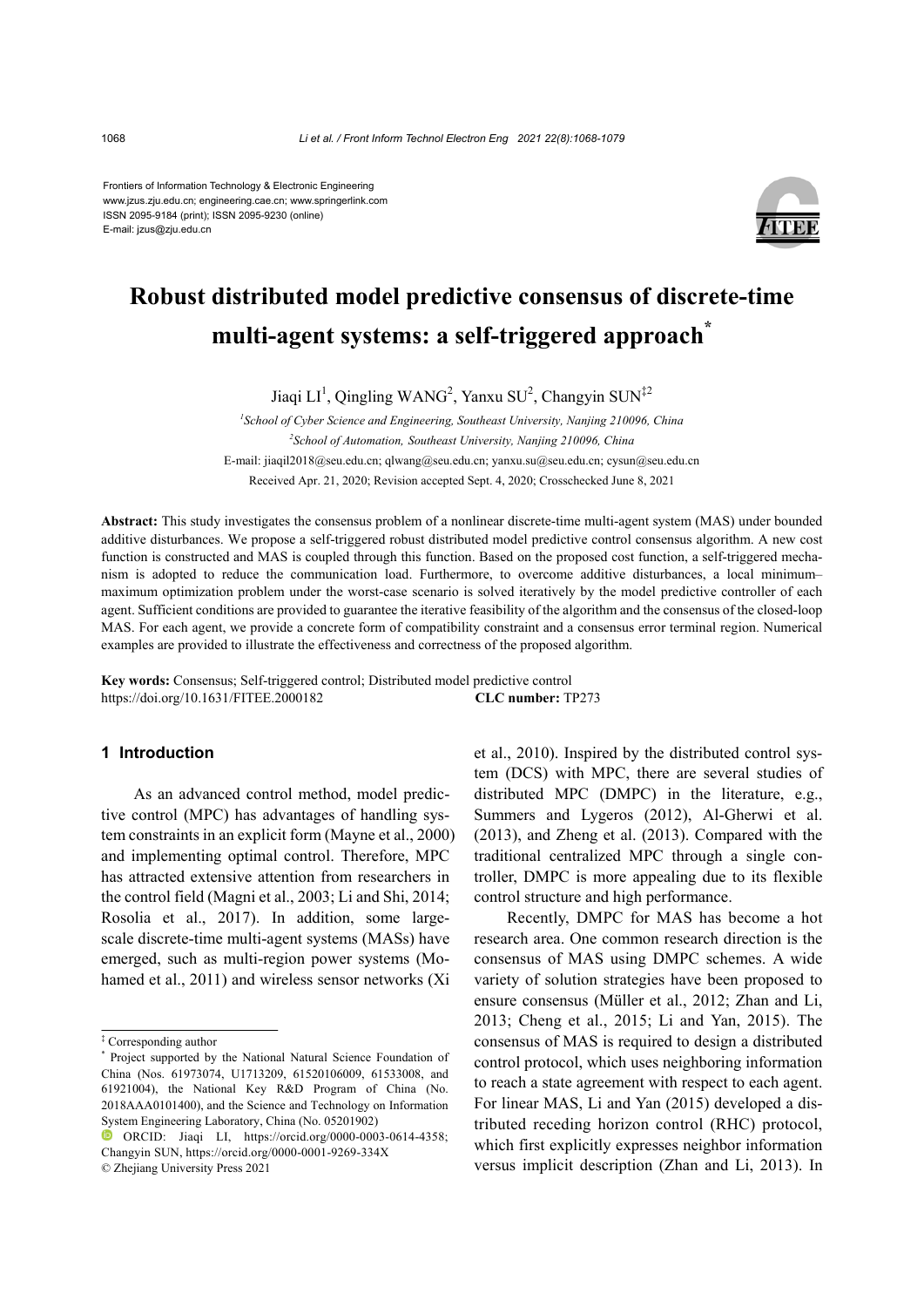Frontiers of Information Technology & Electronic Engineering
www.jzus.zju.edu.cn; engineering.cae.cn; www.springerlink.com
ISSN 2095-9184 (print); ISSN 2095-9230 (online)
E-mail: jzus@zju.edu.cn

# Robust distributed model predictive consensus of discrete-time multi-agent systems: a self-triggered approach*

Jiaqi LI[1], Qingling WANG[2], Yanxu SU[2], Changyin SUN[‡2]

[1]*School of Cyber Science and Engineering, Southeast University, Nanjing 210096, China*
[2]*School of Automation, Southeast University, Nanjing 210096, China*
E-mail: jiaqil2018@seu.edu.cn; qlwang@seu.edu.cn; yanxu.su@seu.edu.cn; cysun@seu.edu.cn
Received Apr. 21, 2020; Revision accepted Sept. 4, 2020; Crosschecked June 8, 2021

**Abstract:** This study investigates the consensus problem of a nonlinear discrete-time multi-agent system (MAS) under bounded additive disturbances. We propose a self-triggered robust distributed model predictive control consensus algorithm. A new cost function is constructed and MAS is coupled through this function. Based on the proposed cost function, a self-triggered mechanism is adopted to reduce the communication load. Furthermore, to overcome additive disturbances, a local minimum–maximum optimization problem under the worst-case scenario is solved iteratively by the model predictive controller of each agent. Sufficient conditions are provided to guarantee the iterative feasibility of the algorithm and the consensus of the closed-loop MAS. For each agent, we provide a concrete form of compatibility constraint and a consensus error terminal region. Numerical examples are provided to illustrate the effectiveness and correctness of the proposed algorithm.

**Key words:** Consensus; Self-triggered control; Distributed model predictive control
https://doi.org/10.1631/FITEE.2000182 **CLC number:** TP273

## 1 Introduction

As an advanced control method, model predictive control (MPC) has advantages of handling system constraints in an explicit form (Mayne et al., 2000) and implementing optimal control. Therefore, MPC has attracted extensive attention from researchers in the control field (Magni et al., 2003; Li and Shi, 2014; Rosolia et al., 2017). In addition, some large-scale discrete-time multi-agent systems (MASs) have emerged, such as multi-region power systems (Mohamed et al., 2011) and wireless sensor networks (Xi et al., 2010). Inspired by the distributed control system (DCS) with MPC, there are several studies of distributed MPC (DMPC) in the literature, e.g., Summers and Lygeros (2012), Al-Gherwi et al. (2013), and Zheng et al. (2013). Compared with the traditional centralized MPC through a single controller, DMPC is more appealing due to its flexible control structure and high performance.

Recently, DMPC for MAS has become a hot research area. One common research direction is the consensus of MAS using DMPC schemes. A wide variety of solution strategies have been proposed to ensure consensus (Müller et al., 2012; Zhan and Li, 2013; Cheng et al., 2015; Li and Yan, 2015). The consensus of MAS is required to design a distributed control protocol, which uses neighboring information to reach a state agreement with respect to each agent. For linear MAS, Li and Yan (2015) developed a distributed receding horizon control (RHC) protocol, which first explicitly expresses neighbor information versus implicit description (Zhan and Li, 2013). In

‡ Corresponding author
\* Project supported by the National Natural Science Foundation of China (Nos. 61973074, U1713209, 61520106009, 61533008, and 61921004), the National Key R&D Program of China (No. 2018AAA0101400), and the Science and Technology on Information System Engineering Laboratory, China (No. 05201902)
ORCID: Jiaqi LI, https://orcid.org/0000-0003-0614-4358; Changyin SUN, https://orcid.org/0000-0001-9269-334X
© Zhejiang University Press 2021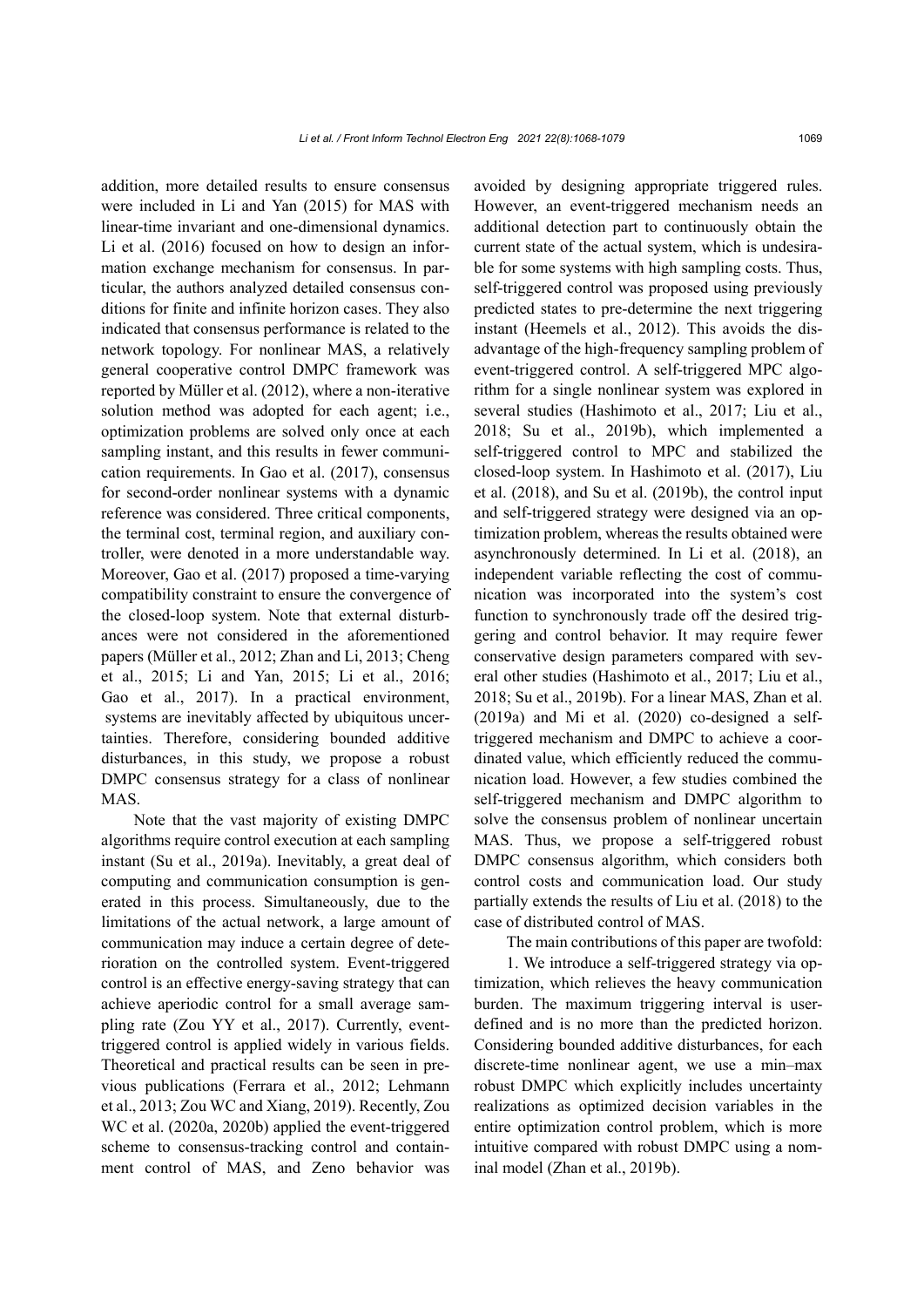addition, more detailed results to ensure consensus were included in Li and Yan (2015) for MAS with linear-time invariant and one-dimensional dynamics. Li et al. (2016) focused on how to design an information exchange mechanism for consensus. In particular, the authors analyzed detailed consensus conditions for finite and infinite horizon cases. They also indicated that consensus performance is related to the network topology. For nonlinear MAS, a relatively general cooperative control DMPC framework was reported by Müller et al. (2012), where a non-iterative solution method was adopted for each agent; i.e., optimization problems are solved only once at each sampling instant, and this results in fewer communication requirements. In Gao et al. (2017), consensus for second-order nonlinear systems with a dynamic reference was considered. Three critical components, the terminal cost, terminal region, and auxiliary controller, were denoted in a more understandable way. Moreover, Gao et al. (2017) proposed a time-varying compatibility constraint to ensure the convergence of the closed-loop system. Note that external disturbances were not considered in the aforementioned papers (Müller et al., 2012; Zhan and Li, 2013; Cheng et al., 2015; Li and Yan, 2015; Li et al., 2016; Gao et al., 2017). In a practical environment, systems are inevitably affected by ubiquitous uncertainties. Therefore, considering bounded additive disturbances, in this study, we propose a robust DMPC consensus strategy for a class of nonlinear MAS.

Note that the vast majority of existing DMPC algorithms require control execution at each sampling instant (Su et al., 2019a). Inevitably, a great deal of computing and communication consumption is generated in this process. Simultaneously, due to the limitations of the actual network, a large amount of communication may induce a certain degree of deterioration on the controlled system. Event-triggered control is an effective energy-saving strategy that can achieve aperiodic control for a small average sampling rate (Zou YY et al., 2017). Currently, event-triggered control is applied widely in various fields. Theoretical and practical results can be seen in previous publications (Ferrara et al., 2012; Lehmann et al., 2013; Zou WC and Xiang, 2019). Recently, Zou WC et al. (2020a, 2020b) applied the event-triggered scheme to consensus-tracking control and containment control of MAS, and Zeno behavior was avoided by designing appropriate triggered rules. However, an event-triggered mechanism needs an additional detection part to continuously obtain the current state of the actual system, which is undesirable for some systems with high sampling costs. Thus, self-triggered control was proposed using previously predicted states to pre-determine the next triggering instant (Heemels et al., 2012). This avoids the disadvantage of the high-frequency sampling problem of event-triggered control. A self-triggered MPC algorithm for a single nonlinear system was explored in several studies (Hashimoto et al., 2017; Liu et al., 2018; Su et al., 2019b), which implemented a self-triggered control to MPC and stabilized the closed-loop system. In Hashimoto et al. (2017), Liu et al. (2018), and Su et al. (2019b), the control input and self-triggered strategy were designed via an optimization problem, whereas the results obtained were asynchronously determined. In Li et al. (2018), an independent variable reflecting the cost of communication was incorporated into the system's cost function to synchronously trade off the desired triggering and control behavior. It may require fewer conservative design parameters compared with several other studies (Hashimoto et al., 2017; Liu et al., 2018; Su et al., 2019b). For a linear MAS, Zhan et al. (2019a) and Mi et al. (2020) co-designed a self-triggered mechanism and DMPC to achieve a coordinated value, which efficiently reduced the communication load. However, a few studies combined the self-triggered mechanism and DMPC algorithm to solve the consensus problem of nonlinear uncertain MAS. Thus, we propose a self-triggered robust DMPC consensus algorithm, which considers both control costs and communication load. Our study partially extends the results of Liu et al. (2018) to the case of distributed control of MAS.

The main contributions of this paper are twofold:

1. We introduce a self-triggered strategy via optimization, which relieves the heavy communication burden. The maximum triggering interval is user-defined and is no more than the predicted horizon. Considering bounded additive disturbances, for each discrete-time nonlinear agent, we use a min–max robust DMPC which explicitly includes uncertainty realizations as optimized decision variables in the entire optimization control problem, which is more intuitive compared with robust DMPC using a nominal model (Zhan et al., 2019b).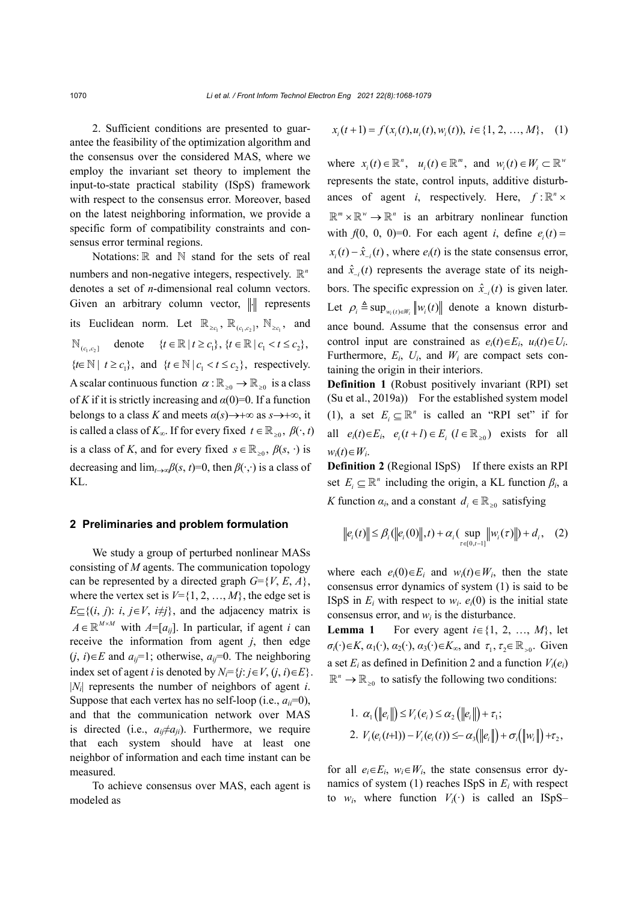2. Sufficient conditions are presented to guarantee the feasibility of the optimization algorithm and the consensus over the considered MAS, where we employ the invariant set theory to implement the input-to-state practical stability (ISpS) framework with respect to the consensus error. Moreover, based on the latest neighboring information, we provide a specific form of compatibility constraints and consensus error terminal regions.

Notations: $\mathbb{R}$ and $\mathbb{N}$ stand for the sets of real numbers and non-negative integers, respectively. $\mathbb{R}^n$ denotes a set of $n$-dimensional real column vectors. Given an arbitrary column vector, $\|\cdot\|$ represents its Euclidean norm. Let $\mathbb{R}_{\geq c_1}$, $\mathbb{R}_{(c_1,c_2]}$, $\mathbb{N}_{\geq c_1}$, and $\mathbb{N}_{(c_1,c_2]}$ denote $\{t\in\mathbb{R}\,|\,t\geq c_1\}$, $\{t\in\mathbb{R}\,|\,c_1<t\leq c_2\}$, $\{t\in\mathbb{N}\,|\,t\geq c_1\}$, and $\{t\in\mathbb{N}\,|\,c_1<t\leq c_2\}$, respectively. A scalar continuous function $\alpha:\mathbb{R}_{\geq 0}\rightarrow\mathbb{R}_{\geq 0}$ is a class of $K$ if it is strictly increasing and $\alpha(0)=0$. If a function belongs to a class $K$ and meets $\alpha(s)\rightarrow+\infty$ as $s\rightarrow+\infty$, it is called a class of $K_\infty$. If for every fixed $t\in\mathbb{R}_{\geq 0}$, $\beta(\cdot, t)$ is a class of $K$, and for every fixed $s\in\mathbb{R}_{\geq 0}$, $\beta(s, \cdot)$ is decreasing and $\lim_{t\to\infty}\beta(s, t)=0$, then $\beta(\cdot,\cdot)$ is a class of KL.

## 2 Preliminaries and problem formulation

We study a group of perturbed nonlinear MASs consisting of $M$ agents. The communication topology can be represented by a directed graph $G=\{V, E, A\}$, where the vertex set is $V=\{1, 2, \ldots, M\}$, the edge set is $E\subseteq\{(i, j): i, j\in V, i\neq j\}$, and the adjacency matrix is $A\in\mathbb{R}^{M\times M}$ with $A=[a_{ij}]$. In particular, if agent $i$ can receive the information from agent $j$, then edge $(j, i)\in E$ and $a_{ij}=1$; otherwise, $a_{ij}=0$. The neighboring index set of agent $i$ is denoted by $N_i=\{j: j\in V, (j, i)\in E\}$. $|N_i|$ represents the number of neighbors of agent $i$. Suppose that each vertex has no self-loop (i.e., $a_{ii}=0$), and that the communication network over MAS is directed (i.e., $a_{ij}\neq a_{ji}$). Furthermore, we require that each system should have at least one neighbor of information and each time instant can be measured.

To achieve consensus over MAS, each agent is modeled as

$$x_i(t+1)=f(x_i(t), u_i(t), w_i(t)),\ i\in\{1, 2, \ldots, M\},\quad (1)$$

where $x_i(t)\in\mathbb{R}^n$, $u_i(t)\in\mathbb{R}^m$, and $w_i(t)\in W_i\subset\mathbb{R}^w$ represents the state, control inputs, additive disturbances of agent $i$, respectively. Here, $f:\mathbb{R}^n\times\mathbb{R}^m\times\mathbb{R}^w\rightarrow\mathbb{R}^n$ is an arbitrary nonlinear function with $f(0, 0, 0)=0$. For each agent $i$, define $e_i(t)=x_i(t)-\hat{x}_{-i}(t)$, where $e_i(t)$ is the state consensus error, and $\hat{x}_{-i}(t)$ represents the average state of its neighbors. The specific expression on $\hat{x}_{-i}(t)$ is given later. Let $\rho_i\triangleq\sup_{w_i(t)\in W_i}\|w_i(t)\|$ denote a known disturbance bound. Assume that the consensus error and control input are constrained as $e_i(t)\in E_i$, $u_i(t)\in U_i$. Furthermore, $E_i$, $U_i$, and $W_i$ are compact sets containing the origin in their interiors.

**Definition 1** (Robust positively invariant (RPI) set (Su et al., 2019a)) For the established system model (1), a set $E_i\subseteq\mathbb{R}^n$ is called an "RPI set" if for all $e_i(t)\in E_i$, $e_i(t+l)\in E_i$ $(l\in\mathbb{R}_{\geq 0})$ exists for all $w_i(t)\in W_i$.

**Definition 2** (Regional ISpS) If there exists an RPI set $E_i\subseteq\mathbb{R}^n$ including the origin, a KL function $\beta_i$, a $K$ function $\alpha_i$, and a constant $d_i\in\mathbb{R}_{\geq 0}$ satisfying

$$\|e_i(t)\|\leq\beta_i(\|e_i(0)\|, t)+\alpha_i(\sup_{\tau\in[0,t-1]}\|w_i(\tau)\|)+d_i,\quad (2)$$

where each $e_i(0)\in E_i$ and $w_i(t)\in W_i$, then the state consensus error dynamics of system (1) is said to be ISpS in $E_i$ with respect to $w_i$. $e_i(0)$ is the initial state consensus error, and $w_i$ is the disturbance.

**Lemma 1** For every agent $i\in\{1, 2, \ldots, M\}$, let $\sigma_i(\cdot)\in K$, $\alpha_1(\cdot)$, $\alpha_2(\cdot)$, $\alpha_3(\cdot)\in K_\infty$, and $\tau_1, \tau_2\in\mathbb{R}_{>0}$. Given a set $E_i$ as defined in Definition 2 and a function $V_i(e_i)$ $\mathbb{R}^n\rightarrow\mathbb{R}_{\geq 0}$ to satisfy the following two conditions:

1. $\alpha_1(\|e_i\|)\leq V_i(e_i)\leq\alpha_2(\|e_i\|)+\tau_1$;
2. $V_i(e_i(t+1))-V_i(e_i(t))\leq-\alpha_3(\|e_i\|)+\sigma_i(\|w_i\|)+\tau_2$,

for all $e_i\in E_i$, $w_i\in W_i$, the state consensus error dynamics of system (1) reaches ISpS in $E_i$ with respect to $w_i$, where function $V_i(\cdot)$ is called an ISpS–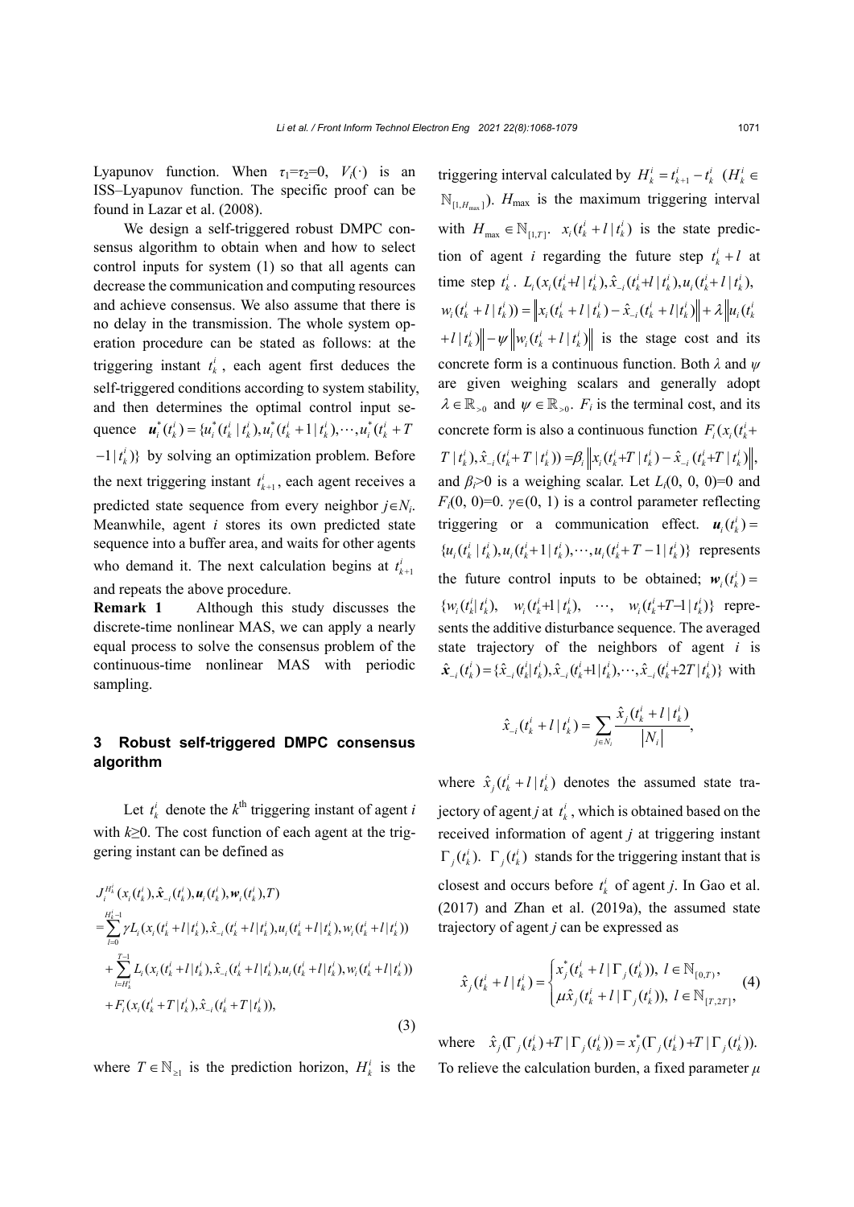Lyapunov function. When $\tau_1=\tau_2=0$, $V_i(\cdot)$ is an ISS–Lyapunov function. The specific proof can be found in Lazar et al. (2008).

We design a self-triggered robust DMPC consensus algorithm to obtain when and how to select control inputs for system (1) so that all agents can decrease the communication and computing resources and achieve consensus. We also assume that there is no delay in the transmission. The whole system operation procedure can be stated as follows: at the triggering instant $t_k^i$, each agent first deduces the self-triggered conditions according to system stability, and then determines the optimal control input sequence $\boldsymbol{u}_i^*(t_k^i)=\{u_i^*(t_k^i\,|\,t_k^i), u_i^*(t_k^i+1\,|\,t_k^i), \cdots, u_i^*(t_k^i+T-1\,|\,t_k^i)\}$ by solving an optimization problem. Before the next triggering instant $t_{k+1}^i$, each agent receives a predicted state sequence from every neighbor $j\in N_i$. Meanwhile, agent $i$ stores its own predicted state sequence into a buffer area, and waits for other agents who demand it. The next calculation begins at $t_{k+1}^i$ and repeats the above procedure.

**Remark 1** Although this study discusses the discrete-time nonlinear MAS, we can apply a nearly equal process to solve the consensus problem of the continuous-time nonlinear MAS with periodic sampling.

## 3 Robust self-triggered DMPC consensus algorithm

Let $t_k^i$ denote the $k^{\text{th}}$ triggering instant of agent $i$ with $k\geq 0$. The cost function of each agent at the triggering instant can be defined as

$$
\begin{aligned}
&J_i^{H_k^i}(x_i(t_k^i), \hat{\boldsymbol{x}}_{-i}(t_k^i), \boldsymbol{u}_i(t_k^i), \boldsymbol{w}_i(t_k^i), T)\\
&=\sum_{l=0}^{H_k^i-1}\gamma L_i(x_i(t_k^i+l\,|\,t_k^i), \hat{x}_{-i}(t_k^i+l\,|\,t_k^i), u_i(t_k^i+l\,|\,t_k^i), w_i(t_k^i+l\,|\,t_k^i))\\
&\quad+\sum_{l=H_k^i}^{T-1} L_i(x_i(t_k^i+l\,|\,t_k^i), \hat{x}_{-i}(t_k^i+l\,|\,t_k^i), u_i(t_k^i+l\,|\,t_k^i), w_i(t_k^i+l\,|\,t_k^i))\\
&\quad+F_i(x_i(t_k^i+T\,|\,t_k^i), \hat{x}_{-i}(t_k^i+T\,|\,t_k^i)),
\end{aligned}
\tag{3}
$$

where $T\in\mathbb{N}_{\geq 1}$ is the prediction horizon, $H_k^i$ is the triggering interval calculated by $H_k^i=t_{k+1}^i-t_k^i$ ($H_k^i\in\mathbb{N}_{[1,H_{\max}]}$). $H_{\max}$ is the maximum triggering interval with $H_{\max}\in\mathbb{N}_{[1,T]}$. $x_i(t_k^i+l\,|\,t_k^i)$ is the state prediction of agent $i$ regarding the future step $t_k^i+l$ at time step $t_k^i$. $L_i(x_i(t_k^i+l\,|\,t_k^i), \hat{x}_{-i}(t_k^i+l\,|\,t_k^i), u_i(t_k^i+l\,|\,t_k^i), w_i(t_k^i+l\,|\,t_k^i))=\left\|x_i(t_k^i+l\,|\,t_k^i)-\hat{x}_{-i}(t_k^i+l\,|\,t_k^i)\right\|+\lambda\left\|u_i(t_k^i+l\,|\,t_k^i)\right\|-\psi\left\|w_i(t_k^i+l\,|\,t_k^i)\right\|$ is the stage cost and its concrete form is a continuous function. Both $\lambda$ and $\psi$ are given weighing scalars and generally adopt $\lambda\in\mathbb{R}_{>0}$ and $\psi\in\mathbb{R}_{>0}$. $F_i$ is the terminal cost, and its concrete form is also a continuous function $F_i(x_i(t_k^i+T\,|\,t_k^i), \hat{x}_{-i}(t_k^i+T\,|\,t_k^i))=\beta_i\left\|x_i(t_k^i+T\,|\,t_k^i)-\hat{x}_{-i}(t_k^i+T\,|\,t_k^i)\right\|$, and $\beta_i>0$ is a weighing scalar. Let $L_i(0, 0, 0)=0$ and $F_i(0, 0)=0$. $\gamma\in(0, 1)$ is a control parameter reflecting triggering or a communication effect. $\boldsymbol{u}_i(t_k^i)=\{u_i(t_k^i\,|\,t_k^i), u_i(t_k^i+1\,|\,t_k^i), \cdots, u_i(t_k^i+T-1\,|\,t_k^i)\}$ represents the future control inputs to be obtained; $\boldsymbol{w}_i(t_k^i)=\{w_i(t_k^i|\,t_k^i), w_i(t_k^i+1\,|\,t_k^i), \cdots, w_i(t_k^i+T-1\,|\,t_k^i)\}$ represents the additive disturbance sequence. The averaged state trajectory of the neighbors of agent $i$ is $\hat{\boldsymbol{x}}_{-i}(t_k^i)=\{\hat{x}_{-i}(t_k^i|\,t_k^i), \hat{x}_{-i}(t_k^i+1\,|\,t_k^i), \cdots, \hat{x}_{-i}(t_k^i+2T\,|\,t_k^i)\}$ with

$$
\hat{x}_{-i}(t_k^i+l\,|\,t_k^i)=\sum_{j\in N_i}\frac{\hat{x}_j(t_k^i+l\,|\,t_k^i)}{|N_i|},
$$

where $\hat{x}_j(t_k^i+l\,|\,t_k^i)$ denotes the assumed state trajectory of agent $j$ at $t_k^i$, which is obtained based on the received information of agent $j$ at triggering instant $\Gamma_j(t_k^i)$. $\Gamma_j(t_k^i)$ stands for the triggering instant that is closest and occurs before $t_k^i$ of agent $j$. In Gao et al. (2017) and Zhan et al. (2019a), the assumed state trajectory of agent $j$ can be expressed as

$$
\hat{x}_j(t_k^i+l\,|\,t_k^i)=\begin{cases} x_j^*(t_k^i+l\,|\,\Gamma_j(t_k^i)),\ l\in\mathbb{N}_{[0,T)},\\ \mu\hat{x}_j(t_k^i+l\,|\,\Gamma_j(t_k^i)),\ l\in\mathbb{N}_{[T,2T]},\end{cases}
\tag{4}
$$

where $\hat{x}_j(\Gamma_j(t_k^i)+T\,|\,\Gamma_j(t_k^i))=x_j^*(\Gamma_j(t_k^i)+T\,|\,\Gamma_j(t_k^i))$. To relieve the calculation burden, a fixed parameter $\mu$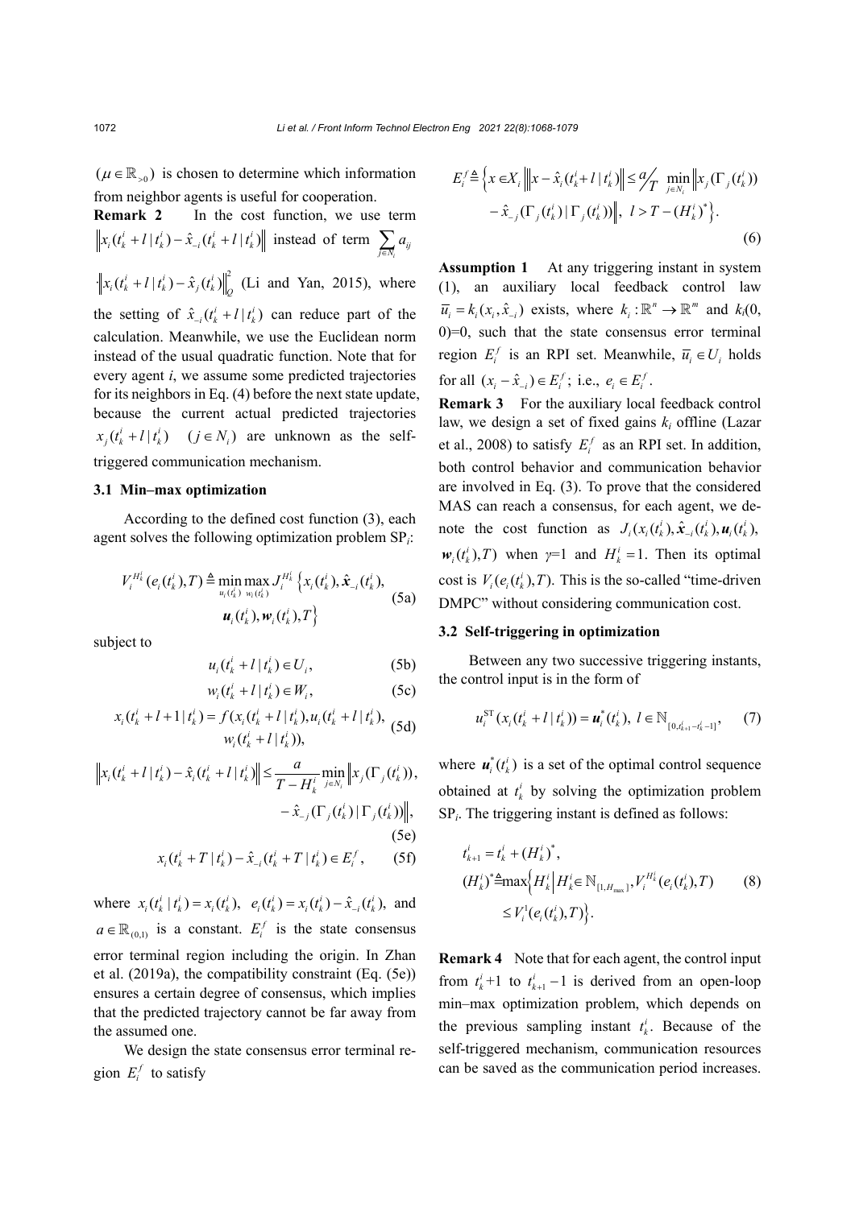($\mu \in \mathbb{R}_{>0}$) is chosen to determine which information from neighbor agents is useful for cooperation.

**Remark 2** In the cost function, we use term $\left\| x_i(t_k^i+l\,|\,t_k^i) - \hat{x}_{-i}(t_k^i+l\,|\,t_k^i) \right\|$ instead of term $\sum_{j\in N_i} a_{ij} \cdot \left\| x_i(t_k^i+l\,|\,t_k^i) - \hat{x}_j(t_k^i) \right\|_Q^2$ (Li and Yan, 2015), where the setting of $\hat{x}_{-i}(t_k^i+l\,|\,t_k^i)$ can reduce part of the calculation. Meanwhile, we use the Euclidean norm instead of the usual quadratic function. Note that for every agent $i$, we assume some predicted trajectories for its neighbors in Eq. (4) before the next state update, because the current actual predicted trajectories $x_j(t_k^i+l\,|\,t_k^i)$ $(j \in N_i)$ are unknown as the self-triggered communication mechanism.

### 3.1 Min–max optimization

According to the defined cost function (3), each agent solves the following optimization problem SP$_i$:

$$V_i^{H_k^i}(e_i(t_k^i),T) \triangleq \min_{u_i(t_k^i)} \max_{w_i(t_k^i)} J_i^{H_k^i}\left\{ x_i(t_k^i), \hat{\boldsymbol{x}}_{-i}(t_k^i), \boldsymbol{u}_i(t_k^i), \boldsymbol{w}_i(t_k^i), T \right\} \tag{5a}$$

subject to

$$u_i(t_k^i+l\,|\,t_k^i) \in U_i, \tag{5b}$$

$$w_i(t_k^i+l\,|\,t_k^i) \in W_i, \tag{5c}$$

$$x_i(t_k^i+l+1\,|\,t_k^i) = f(x_i(t_k^i+l\,|\,t_k^i), u_i(t_k^i+l\,|\,t_k^i), w_i(t_k^i+l\,|\,t_k^i)), \tag{5d}$$

$$\left\| x_i(t_k^i+l\,|\,t_k^i) - \hat{x}_i(t_k^i+l\,|\,t_k^i) \right\| \le \frac{a}{T-H_k^i} \min_{j\in N_i} \left\| x_j(\Gamma_j(t_k^i)) - \hat{x}_{-j}(\Gamma_j(t_k^i)\,|\,\Gamma_j(t_k^i)) \right\|, \tag{5e}$$

$$x_i(t_k^i+T\,|\,t_k^i) - \hat{x}_{-i}(t_k^i+T\,|\,t_k^i) \in E_i^f, \tag{5f}$$

where $x_i(t_k^i\,|\,t_k^i) = x_i(t_k^i)$, $e_i(t_k^i) = x_i(t_k^i) - \hat{x}_{-i}(t_k^i)$, and $a \in \mathbb{R}_{(0,1)}$ is a constant. $E_i^f$ is the state consensus error terminal region including the origin. In Zhan et al. (2019a), the compatibility constraint (Eq. (5e)) ensures a certain degree of consensus, which implies that the predicted trajectory cannot be far away from the assumed one.

We design the state consensus error terminal region $E_i^f$ to satisfy

$$E_i^f \triangleq \left\{ x \in X_i \left| \left\| x - \hat{x}_i(t_k^i+l\,|\,t_k^i) \right\| \le a/T \min_{j\in N_i} \left\| x_j(\Gamma_j(t_k^i)) - \hat{x}_{-j}(\Gamma_j(t_k^i)\,|\,\Gamma_j(t_k^i)) \right\|, \ l > T-(H_k^i)^* \right. \right\}. \tag{6}$$

**Assumption 1** At any triggering instant in system (1), an auxiliary local feedback control law $\bar{u}_i = k_i(x_i, \hat{x}_{-i})$ exists, where $k_i : \mathbb{R}^n \to \mathbb{R}^m$ and $k_i(0, 0)=0$, such that the state consensus error terminal region $E_i^f$ is an RPI set. Meanwhile, $\bar{u}_i \in U_i$ holds for all $(x_i - \hat{x}_{-i}) \in E_i^f$; i.e., $e_i \in E_i^f$.

**Remark 3** For the auxiliary local feedback control law, we design a set of fixed gains $k_i$ offline (Lazar et al., 2008) to satisfy $E_i^f$ as an RPI set. In addition, both control behavior and communication behavior are involved in Eq. (3). To prove that the considered MAS can reach a consensus, for each agent, we denote the cost function as $J_i(x_i(t_k^i), \hat{\boldsymbol{x}}_{-i}(t_k^i), \boldsymbol{u}_i(t_k^i), \boldsymbol{w}_i(t_k^i), T)$ when $\gamma$=1 and $H_k^i = 1$. Then its optimal cost is $V_i(e_i(t_k^i),T)$. This is the so-called "time-driven DMPC" without considering communication cost.

### 3.2 Self-triggering in optimization

Between any two successive triggering instants, the control input is in the form of

$$u_i^{\mathrm{ST}}(x_i(t_k^i+l\,|\,t_k^i)) = \boldsymbol{u}_i^*(t_k^i), \ l \in \mathbb{N}_{[0,t_{k+1}^i-t_k^i-1]}, \tag{7}$$

where $\boldsymbol{u}_i^*(t_k^i)$ is a set of the optimal control sequence obtained at $t_k^i$ by solving the optimization problem SP$_i$. The triggering instant is defined as follows:

$$\begin{aligned} t_{k+1}^i &= t_k^i + (H_k^i)^*, \\ (H_k^i)^* &\triangleq \max\left\{ H_k^i \,\middle|\, H_k^i \in \mathbb{N}_{[1,H_{\max}]}, V_i^{H_k^i}(e_i(t_k^i),T) \le V_i^1(e_i(t_k^i),T) \right\}. \end{aligned} \tag{8}$$

**Remark 4** Note that for each agent, the control input from $t_k^i+1$ to $t_{k+1}^i-1$ is derived from an open-loop min–max optimization problem, which depends on the previous sampling instant $t_k^i$. Because of the self-triggered mechanism, communication resources can be saved as the communication period increases.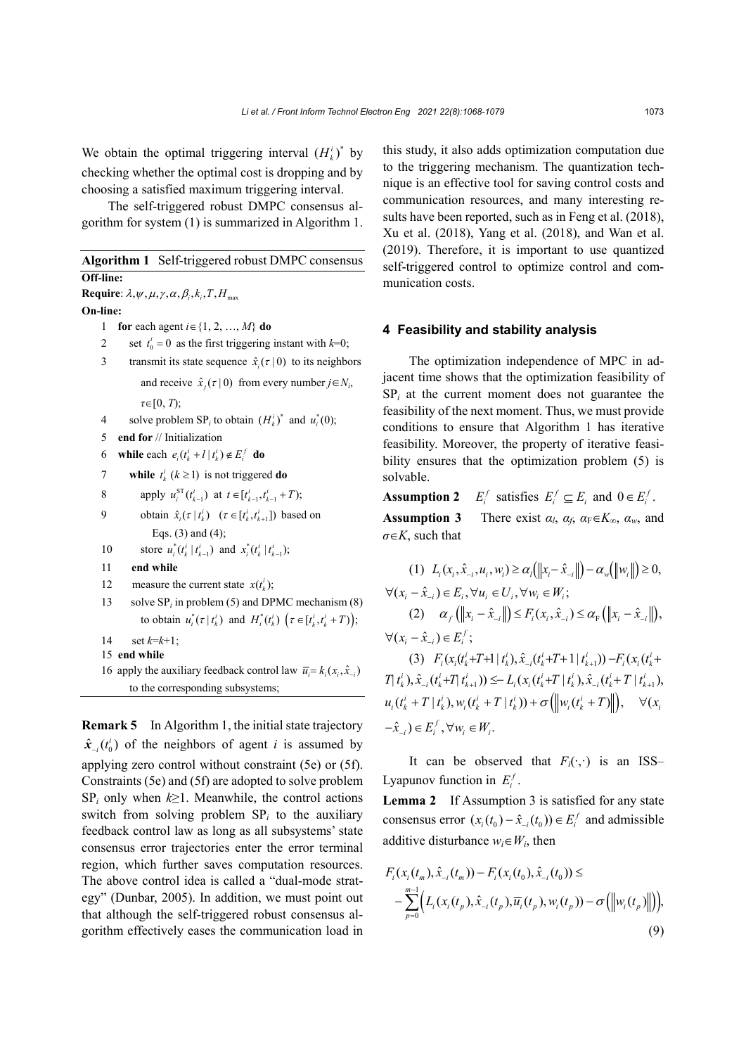We obtain the optimal triggering interval $(H_k^i)^*$ by checking whether the optimal cost is dropping and by choosing a satisfied maximum triggering interval.

The self-triggered robust DMPC consensus algorithm for system (1) is summarized in Algorithm 1.

**Algorithm 1** Self-triggered robust DMPC consensus

**Off-line:**

**Require**: $\lambda, \psi, \mu, \gamma, \alpha, \beta_i, k_i, T, H_{\max}$

**On-line:**

1 **for** each agent $i\in\{1, 2, \ldots, M\}$ **do**

2 set $t_0^i = 0$ as the first triggering instant with $k$=0;

3 transmit its state sequence $\hat{x}_i(\tau\,|\,0)$ to its neighbors and receive $\hat{x}_j(\tau\,|\,0)$ from every number $j\in N_i$, $\tau\in[0, T)$;

4 solve problem SP$_i$ to obtain $(H_k^i)^*$ and $u_i^*(0)$;

5 **end for** // Initialization

6 **while** each $e_i(t_k^i + l\,|\,t_k^i) \notin E_i^f$ **do**

7 **while** $t_k^i$ $(k\geq 1)$ is not triggered **do**

8 apply $u_i^{\mathrm{ST}}(t_{k-1}^i)$ at $t\in[t_{k-1}^i, t_{k-1}^i + T)$;

9 obtain $\hat{x}_i(\tau\,|\,t_k^i)$ $(\tau\in[t_k^i, t_{k+1}^i])$ based on Eqs. (3) and (4);

10 store $u_i^*(t_k^i\,|\,t_{k-1}^i)$ and $x_i^*(t_k^i\,|\,t_{k-1}^i)$;

11 **end while**

12 measure the current state $x(t_k^i)$;

13 solve SP$_i$ in problem (5) and DPMC mechanism (8) to obtain $u_i^*(\tau\,|\,t_k^i)$ and $H_i^*(t_k^i)$ $\left(\tau\in[t_k^i, t_k^i+T)\right)$;

14 set $k$=$k$+1;

15 **end while**

16 apply the auxiliary feedback control law $\overline{u}_i = k_i(x_i, \hat{x}_{-i})$ to the corresponding subsystems;

**Remark 5** In Algorithm 1, the initial state trajectory $\hat{\boldsymbol{x}}_{-i}(t_0^i)$ of the neighbors of agent $i$ is assumed by applying zero control without constraint (5e) or (5f). Constraints (5e) and (5f) are adopted to solve problem SP$_i$ only when $k\geq 1$. Meanwhile, the control actions switch from solving problem SP$_i$ to the auxiliary feedback control law as long as all subsystems' state consensus error trajectories enter the error terminal region, which further saves computation resources. The above control idea is called a "dual-mode strategy" (Dunbar, 2005). In addition, we must point out that although the self-triggered robust consensus algorithm effectively eases the communication load in this study, it also adds optimization computation due to the triggering mechanism. The quantization technique is an effective tool for saving control costs and communication resources, and many interesting results have been reported, such as in Feng et al. (2018), Xu et al. (2018), Yang et al. (2018), and Wan et al. (2019). Therefore, it is important to use quantized self-triggered control to optimize control and communication costs.

## 4 Feasibility and stability analysis

The optimization independence of MPC in adjacent time shows that the optimization feasibility of SP$_i$ at the current moment does not guarantee the feasibility of the next moment. Thus, we must provide conditions to ensure that Algorithm 1 has iterative feasibility. Moreover, the property of iterative feasibility ensures that the optimization problem (5) is solvable.

**Assumption 2** $E_i^f$ satisfies $E_i^f \subseteq E_i$ and $0\in E_i^f$.

**Assumption 3** There exist $\alpha_l$, $\alpha_f$, $\alpha_{\mathrm{F}}\in K_\infty$, $\alpha_w$, and $\sigma\in K$, such that

(1) $L_i(x_i, \hat{x}_{-i}, u_i, w_i) \geq \alpha_l\left(\left\|x_i - \hat{x}_{-i}\right\|\right) - \alpha_w\left(\left\|w_i\right\|\right) \geq 0$, $\forall (x_i - \hat{x}_{-i})\in E_i, \forall u_i\in U_i, \forall w_i\in W_i$;

(2) $\alpha_f\left(\left\|x_i - \hat{x}_{-i}\right\|\right) \leq F_i(x_i, \hat{x}_{-i}) \leq \alpha_{\mathrm{F}}\left(\left\|x_i - \hat{x}_{-i}\right\|\right)$, $\forall (x_i - \hat{x}_{-i})\in E_i^f$;

(3) $F_i(x_i(t_k^i{+}T{+}1\,|\,t_k^i), \hat{x}_{-i}(t_k^i{+}T{+}1\,|\,t_{k+1}^i)) - F_i(x_i(t_k^i{+}T|\,t_k^i), \hat{x}_{-i}(t_k^i{+}T|\,t_{k+1}^i)) \leq -L_i(x_i(t_k^i{+}T\,|\,t_k^i), \hat{x}_{-i}(t_k^i{+}T\,|\,t_{k+1}^i), u_i(t_k^i + T\,|\,t_k^i), w_i(t_k^i + T\,|\,t_k^i)) + \sigma\left(\left\|w_i(t_k^i + T)\right\|\right)$, $\forall (x_i - \hat{x}_{-i})\in E_i^f, \forall w_i\in W_i$.

It can be observed that $F_i(\cdot,\cdot)$ is an ISS–Lyapunov function in $E_i^f$.

**Lemma 2** If Assumption 3 is satisfied for any state consensus error $(x_i(t_0) - \hat{x}_{-i}(t_0))\in E_i^f$ and admissible additive disturbance $w_i\in W_i$, then

$$
F_i(x_i(t_m), \hat{x}_{-i}(t_m)) - F_i(x_i(t_0), \hat{x}_{-i}(t_0)) \leq -\sum_{p=0}^{m-1}\left(L_i(x_i(t_p), \hat{x}_{-i}(t_p), \overline{u}_i(t_p), w_i(t_p)) - \sigma\left(\left\|w_i(t_p)\right\|\right)\right), \tag{9}
$$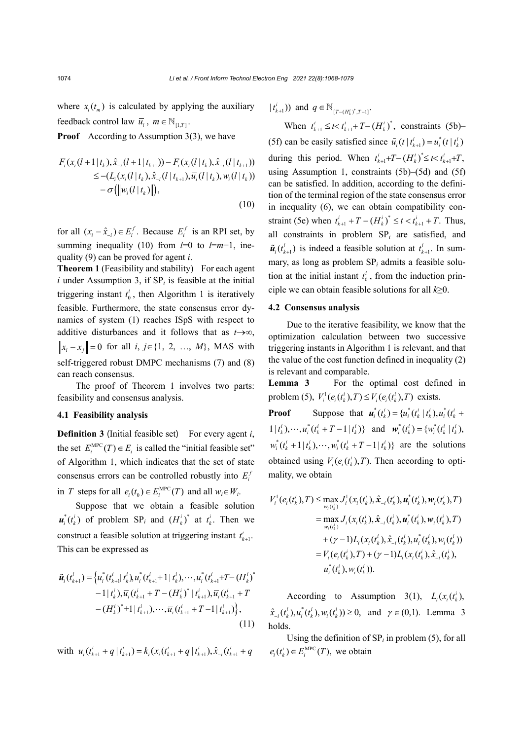where $x_i(t_m)$ is calculated by applying the auxiliary feedback control law $\overline{u}_i$, $m \in \mathbb{N}_{[1,T]}$.

**Proof** According to Assumption 3(3), we have

$$
\begin{aligned}
F_i(x_i(l+1|t_k), \hat{x}_{-i}(l+1|t_{k+1})) - F_i(x_i(l|t_k), \hat{x}_{-i}(l|t_{k+1})) \\
\leq -(L_i(x_i(l|t_k), \hat{x}_{-i}(l|t_{k+1}), \overline{u}_i(l|t_k), w_i(l|t_k)) \\
-\sigma\left(\left\| w_i(l|t_k) \right\|\right),
\end{aligned}
\tag{10}
$$

for all $(x_i - \hat{x}_{-i}) \in E_i^f$. Because $E_i^f$ is an RPI set, by summing inequality (10) from $l$=0 to $l$=$m$−1, inequality (9) can be proved for agent $i$.

**Theorem 1** (Feasibility and stability) For each agent $i$ under Assumption 3, if SP$_i$ is feasible at the initial triggering instant $t_0^i$, then Algorithm 1 is iteratively feasible. Furthermore, the state consensus error dynamics of system (1) reaches ISpS with respect to additive disturbances and it follows that as $t \to \infty$, $\left\| x_i - x_j \right\| = 0$ for all $i$, $j \in \{1, 2, \ldots, M\}$, MAS with self-triggered robust DMPC mechanisms (7) and (8) can reach consensus.

The proof of Theorem 1 involves two parts: feasibility and consensus analysis.

### 4.1 Feasibility analysis

**Definition 3** (Initial feasible set) For every agent $i$, the set $E_i^{\text{MPC}}(T) \in E_i$ is called the "initial feasible set" of Algorithm 1, which indicates that the set of state consensus errors can be controlled robustly into $E_i^f$ in $T$ steps for all $e_i(t_0) \in E_i^{\text{MPC}}(T)$ and all $w_i \in W_i$.

Suppose that we obtain a feasible solution $\boldsymbol{u}_i^*(t_k^i)$ of problem SP$_i$ and $(H_k^i)^*$ at $t_k^i$. Then we construct a feasible solution at triggering instant $t_{k+1}^i$. This can be expressed as

$$
\begin{aligned}
\tilde{\boldsymbol{u}}_i(t_{k+1}^i) = \Big\{ & u_i^*(t_{k+1}^i | t_k^i), u_i^*(t_{k+1}^i + 1 | t_k^i), \cdots, u_i^*(t_{k+1}^i + T - (H_k^i)^* \\
& -1 | t_k^i), \overline{u}_i(t_{k+1}^i + T - (H_k^i)^* | t_{k+1}^i), \overline{u}_i(t_{k+1}^i + T \\
& -(H_k^i)^* + 1 | t_{k+1}^i), \cdots, \overline{u}_i(t_{k+1}^i + T - 1 | t_{k+1}^i) \Big\},
\end{aligned}
\tag{11}
$$

with $\overline{u}_i(t_{k+1}^i + q | t_{k+1}^i) = k_i(x_i(t_{k+1}^i + q | t_{k+1}^i), \hat{x}_{-i}(t_{k+1}^i + q | t_{k+1}^i))$ and $q \in \mathbb{N}_{[T-(H_k^i)^*, T-1]}$.

When $t_{k+1}^i \leq t < t_{k+1}^i + T - (H_k^i)^*$, constraints (5b)–(5f) can be easily satisfied since $\tilde{u}_i(t | t_{k+1}^i) = u_i^*(t | t_k^i)$ during this period. When $t_{k+1}^i + T - (H_k^i)^* \leq t < t_{k+1}^i + T$, using Assumption 1, constraints (5b)–(5d) and (5f) can be satisfied. In addition, according to the definition of the terminal region of the state consensus error in inequality (6), we can obtain compatibility constraint (5e) when $t_{k+1}^i + T - (H_k^i)^* \leq t < t_{k+1}^i + T$. Thus, all constraints in problem SP$_i$ are satisfied, and $\tilde{\boldsymbol{u}}_i(t_{k+1}^i)$ is indeed a feasible solution at $t_{k+1}^i$. In summary, as long as problem SP$_i$ admits a feasible solution at the initial instant $t_0^i$, from the induction principle we can obtain feasible solutions for all $k \geq 0$.

### 4.2 Consensus analysis

Due to the iterative feasibility, we know that the optimization calculation between two successive triggering instants in Algorithm 1 is relevant, and that the value of the cost function defined in inequality (2) is relevant and comparable.

**Lemma 3** For the optimal cost defined in problem (5), $V_i^1(e_i(t_k^i), T) \leq V_i(e_i(t_k^i), T)$ exists.

**Proof** Suppose that $\boldsymbol{u}_i^*(t_k^i) = \{u_i^*(t_k^i | t_k^i), u_i^*(t_k^i + 1 | t_k^i), \cdots, u_i^*(t_k^i + T - 1 | t_k^i)\}$ and $\boldsymbol{w}_i^*(t_k^i) = \{w_i^*(t_k^i | t_k^i), w_i^*(t_k^i + 1 | t_k^i), \cdots, w_i^*(t_k^i + T - 1 | t_k^i)\}$ are the solutions obtained using $V_i(e_i(t_k^i), T)$. Then according to optimality, we obtain

$$
\begin{aligned}
V_i^1(e_i(t_k^i), T) &\leq \max_{\boldsymbol{w}_i(t_k^i)} J_i^1(x_i(t_k^i), \hat{\boldsymbol{x}}_{-i}(t_k^i), \boldsymbol{u}_i^*(t_k^i), \boldsymbol{w}_i(t_k^i), T) \\
&= \max_{\boldsymbol{w}_i(t_k^i)} J_i(x_i(t_k^i), \hat{\boldsymbol{x}}_{-i}(t_k^i), \boldsymbol{u}_i^*(t_k^i), \boldsymbol{w}_i(t_k^i), T) \\
&\quad + (\gamma - 1) L_i(x_i(t_k^i), \hat{x}_{-i}(t_k^i), u_i^*(t_k^i), w_i(t_k^i)) \\
&= V_i(e_i(t_k^i), T) + (\gamma - 1) L_i(x_i(t_k^i), \hat{x}_{-i}(t_k^i), \\
&\quad u_i^*(t_k^i), w_i(t_k^i)).
\end{aligned}
$$

According to Assumption 3(1), $L_i(x_i(t_k^i), \hat{x}_{-i}(t_k^i), u_i^*(t_k^i), w_i(t_k^i)) \geq 0$, and $\gamma \in (0,1)$. Lemma 3 holds.

Using the definition of SP$_i$ in problem (5), for all $e_i(t_k^i) \in E_i^{\text{MPC}}(T)$, we obtain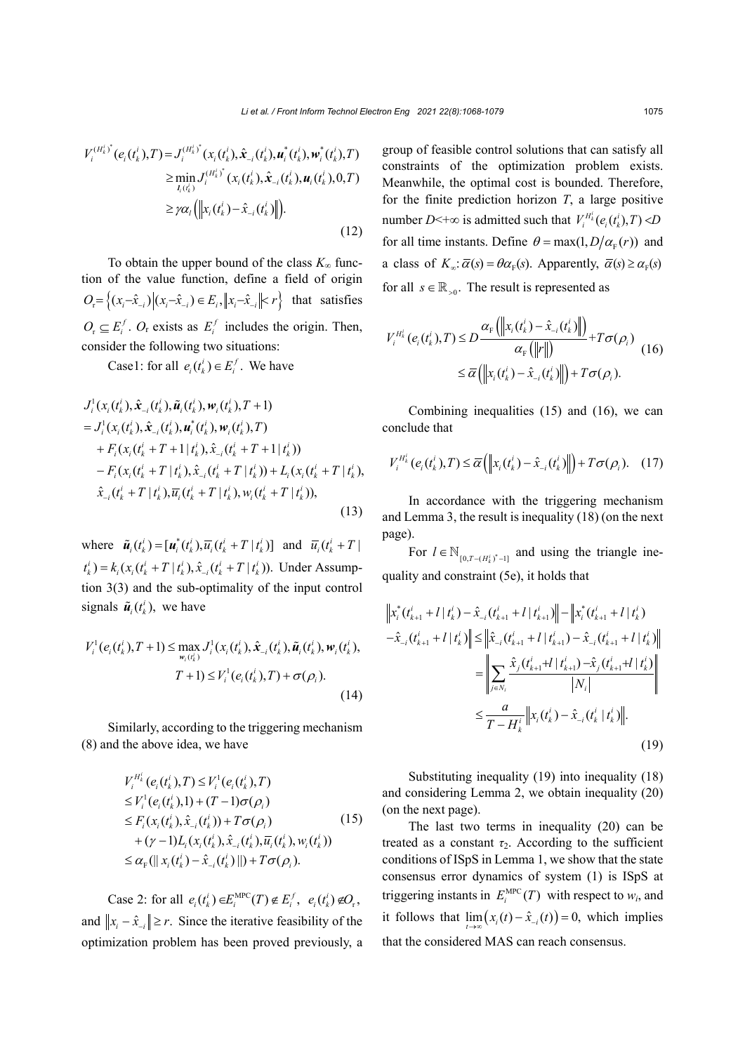$$
\begin{aligned}
V_i^{(H_k^i)^*}(e_i(t_k^i),T) &= J_i^{(H_k^i)^*}(x_i(t_k^i),\hat{\boldsymbol{x}}_{-i}(t_k^i),\boldsymbol{u}_i^*(t_k^i),\boldsymbol{w}_i^*(t_k^i),T) \\
&\geq \min_{\boldsymbol{l}_i(t_k^i)} J_i^{(H_k^i)^*}(x_i(t_k^i),\hat{\boldsymbol{x}}_{-i}(t_k^i),\boldsymbol{u}_i(t_k^i),0,T) \\
&\geq \gamma\alpha_l\left(\left\|x_i(t_k^i)-\hat{x}_{-i}(t_k^i)\right\|\right).
\end{aligned} \tag{12}
$$

To obtain the upper bound of the class $K_\infty$ function of the value function, define a field of origin $O_r=\left\{(x_i-\hat{x}_{-i})\middle|(x_i-\hat{x}_{-i})\in E_i, \|x_i-\hat{x}_{-i}\|< r\right\}$ that satisfies $O_r\subseteq E_i^f$. $O_r$ exists as $E_i^f$ includes the origin. Then, consider the following two situations:

Case1: for all $e_i(t_k^i)\in E_i^f$. We have

$$
\begin{aligned}
&J_i^1(x_i(t_k^i),\hat{\boldsymbol{x}}_{-i}(t_k^i),\tilde{\boldsymbol{u}}_i(t_k^i),\boldsymbol{w}_i(t_k^i),T+1) \\
&= J_i^1(x_i(t_k^i),\hat{\boldsymbol{x}}_{-i}(t_k^i),\boldsymbol{u}_i^*(t_k^i),\boldsymbol{w}_i(t_k^i),T) \\
&\quad + F_i(x_i(t_k^i+T+1\,|\,t_k^i),\hat{x}_{-i}(t_k^i+T+1\,|\,t_k^i)) \\
&\quad - F_i(x_i(t_k^i+T\,|\,t_k^i),\hat{x}_{-i}(t_k^i+T\,|\,t_k^i)) + L_i(x_i(t_k^i+T\,|\,t_k^i), \\
&\quad \hat{x}_{-i}(t_k^i+T\,|\,t_k^i),\overline{u}_i(t_k^i+T\,|\,t_k^i),w_i(t_k^i+T\,|\,t_k^i)),
\end{aligned} \tag{13}
$$

where $\tilde{\boldsymbol{u}}_i(t_k^i)=[\boldsymbol{u}_i^*(t_k^i),\overline{u}_i(t_k^i+T\,|\,t_k^i)]$ and $\overline{u}_i(t_k^i+T\,|\,t_k^i)=k_i(x_i(t_k^i+T\,|\,t_k^i),\hat{x}_{-i}(t_k^i+T\,|\,t_k^i))$. Under Assumption 3(3) and the sub-optimality of the input control signals $\tilde{\boldsymbol{u}}_i(t_k^i)$, we have

$$
\begin{aligned}
V_i^1(e_i(t_k^i),T+1) &\leq \max_{\boldsymbol{w}_i(t_k^i)} J_i^1(x_i(t_k^i),\hat{\boldsymbol{x}}_{-i}(t_k^i),\tilde{\boldsymbol{u}}_i(t_k^i),\boldsymbol{w}_i(t_k^i), \\
&\quad T+1) \leq V_i^1(e_i(t_k^i),T)+\sigma(\rho_i).
\end{aligned} \tag{14}
$$

Similarly, according to the triggering mechanism (8) and the above idea, we have

$$
\begin{aligned}
&V_i^{H_k^i}(e_i(t_k^i),T) \leq V_i^1(e_i(t_k^i),T) \\
&\leq V_i^1(e_i(t_k^i),1)+(T-1)\sigma(\rho_i) \\
&\leq F_i(x_i(t_k^i),\hat{x}_{-i}(t_k^i))+T\sigma(\rho_i) \\
&\quad +(\gamma-1)L_i(x_i(t_k^i),\hat{x}_{-i}(t_k^i),\overline{u}_i(t_k^i),w_i(t_k^i)) \\
&\leq \alpha_{\mathrm{F}}(\|x_i(t_k^i)-\hat{x}_{-i}(t_k^i)\|)+T\sigma(\rho_i).
\end{aligned} \tag{15}
$$

Case 2: for all $e_i(t_k^i)\in E_i^{\mathrm{MPC}}(T)\notin E_i^f$, $e_i(t_k^i)\notin O_r$, and $\|x_i-\hat{x}_{-i}\|\geq r$. Since the iterative feasibility of the optimization problem has been proved previously, a group of feasible control solutions that can satisfy all constraints of the optimization problem exists. Meanwhile, the optimal cost is bounded. Therefore, for the finite prediction horizon $T$, a large positive number $D<+\infty$ is admitted such that $V_i^{H_k^i}(e_i(t_k^i),T)<D$ for all time instants. Define $\theta=\max(1,D/\alpha_{\mathrm{F}}(r))$ and a class of $K_\infty$: $\overline{\alpha}(s)=\theta\alpha_{\mathrm{F}}(s)$. Apparently, $\overline{\alpha}(s)\geq\alpha_{\mathrm{F}}(s)$ for all $s\in\mathbb{R}_{>0}$. The result is represented as

$$
\begin{aligned}
V_i^{H_k^i}(e_i(t_k^i),T) &\leq D\frac{\alpha_{\mathrm{F}}\left(\left\|x_i(t_k^i)-\hat{x}_{-i}(t_k^i)\right\|\right)}{\alpha_{\mathrm{F}}\left(\|r\|\right)}+T\sigma(\rho_i) \\
&\leq \overline{\alpha}\left(\left\|x_i(t_k^i)-\hat{x}_{-i}(t_k^i)\right\|\right)+T\sigma(\rho_i).
\end{aligned} \tag{16}
$$

Combining inequalities (15) and (16), we can conclude that

$$
V_i^{H_k^i}(e_i(t_k^i),T)\leq\overline{\alpha}\left(\left\|x_i(t_k^i)-\hat{x}_{-i}(t_k^i)\right\|\right)+T\sigma(\rho_i). \tag{17}
$$

In accordance with the triggering mechanism and Lemma 3, the result is inequality (18) (on the next page).

For $l\in\mathbb{N}_{[0,T-(H_k^i)^*-1]}$ and using the triangle inequality and constraint (5e), it holds that

$$
\begin{aligned}
&\left\|x_i^*(t_{k+1}^i+l\,|\,t_{k+1}^i)-\hat{x}_{-i}(t_{k+1}^i+l\,|\,t_{k+1}^i)\right\|-\left\|x_i^*(t_{k+1}^i+l\,|\,t_k^i)\right. \\
&\left.-\hat{x}_{-i}(t_{k+1}^i+l\,|\,t_k^i)\right\| \leq \left\|\hat{x}_{-i}(t_{k+1}^i+l\,|\,t_{k+1}^i)-\hat{x}_{-i}(t_{k+1}^i+l\,|\,t_k^i)\right\| \\
&= \left\|\sum_{j\in N_i}\frac{\hat{x}_j(t_{k+1}^i+l\,|\,t_{k+1}^i)-\hat{x}_j(t_{k+1}^i+l\,|\,t_k^i)}{|N_i|}\right\| \\
&\leq \frac{a}{T-H_k^i}\left\|x_i(t_k^i)-\hat{x}_{-i}(t_k^i\,|\,t_k^i)\right\|.
\end{aligned} \tag{19}
$$

Substituting inequality (19) into inequality (18) and considering Lemma 2, we obtain inequality (20) (on the next page).

The last two terms in inequality (20) can be treated as a constant $\tau_2$. According to the sufficient conditions of ISpS in Lemma 1, we show that the state consensus error dynamics of system (1) is ISpS at triggering instants in $E_i^{\mathrm{MPC}}(T)$ with respect to $w_i$, and it follows that $\lim\limits_{t\to\infty}\left(x_i(t)-\hat{x}_{-i}(t)\right)=0$, which implies that the considered MAS can reach consensus.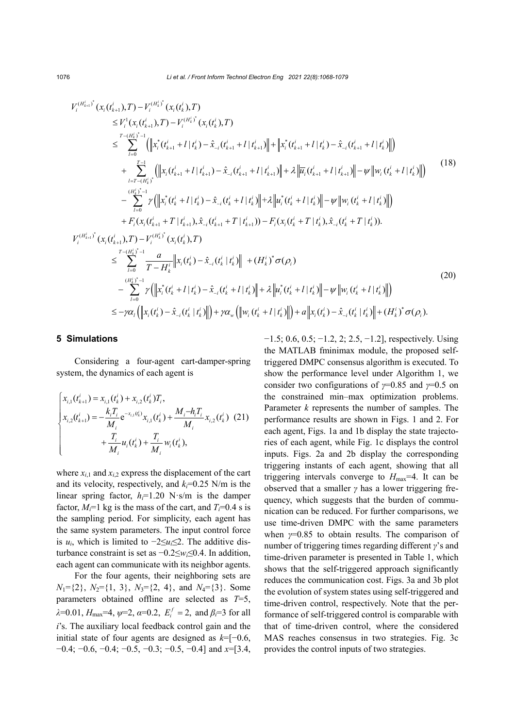$$
\begin{aligned}
& V_i^{(H_{k+1}^i)^*}(x_i(t_{k+1}^i),T) - V_i^{(H_k^i)^*}(x_i(t_k^i),T) \\
& \quad \leq V_i^1(x_i(t_{k+1}^i),T) - V_i^{(H_k^i)^*}(x_i(t_k^i),T) \\
& \quad \leq \sum_{l=0}^{T-(H_k^i)^*-1} \left( \left\| x_i^*(t_{k+1}^i + l \mid t_k^i) - \hat{x}_{-i}(t_{k+1}^i + l \mid t_{k+1}^i) \right\| + \left\| x_i^*(t_{k+1}^i + l \mid t_k^i) - \hat{x}_{-i}(t_{k+1}^i + l \mid t_k^i) \right\| \right) \\
& \quad + \sum_{l=T-(H_k^i)^*}^{T-1} \left( \left\| x_i(t_{k+1}^i + l \mid t_{k+1}^i) - \hat{x}_{-i}(t_{k+1}^i + l \mid t_{k+1}^i) \right\| + \lambda \left\| \overline{u}_i(t_{k+1}^i + l \mid t_{k+1}^i) \right\| - \psi \left\| w_i(t_k^i + l \mid t_k^i) \right\| \right) \\
& \quad - \sum_{l=0}^{(H_k^i)^*-1} \gamma \left( \left\| x_i^*(t_k^i + l \mid t_k^i) - \hat{x}_{-i}(t_k^i + l \mid t_k^i) \right\| + \lambda \left\| u_i^*(t_k^i + l \mid t_k^i) \right\| - \psi \left\| w_i(t_k^i + l \mid t_k^i) \right\| \right) \\
& \quad + F_i(x_i(t_{k+1}^i + T \mid t_{k+1}^i), \hat{x}_{-i}(t_{k+1}^i + T \mid t_{k+1}^i)) - F_i(x_i(t_k^i + T \mid t_k^i), \hat{x}_{-i}(t_k^i + T \mid t_k^i)).
\end{aligned}
\tag{18}
$$

$$
\begin{aligned}
& V_i^{(H_{k+1}^i)^*}(x_i(t_{k+1}^i),T) - V_i^{(H_k^i)^*}(x_i(t_k^i),T) \\
& \quad \leq \sum_{l=0}^{T-(H_k^i)^*-1} \frac{a}{T-H_k^i} \left\| x_i(t_k^i) - \hat{x}_{-i}(t_k^i \mid t_k^i) \right\| + (H_k^i)^* \sigma(\rho_i) \\
& \quad - \sum_{l=0}^{(H_k^i)^*-1} \gamma \left( \left\| x_i^*(t_k^i + l \mid t_k^i) - \hat{x}_{-i}(t_k^i + l \mid t_k^i) \right\| + \lambda \left\| u_i^*(t_k^i + l \mid t_k^i) \right\| - \psi \left\| w_i(t_k^i + l \mid t_k^i) \right\| \right) \\
& \quad \leq -\gamma \alpha_l \left( \left\| x_i(t_k^i) - \hat{x}_{-i}(t_k^i \mid t_k^i) \right\| \right) + \gamma \alpha_w \left( \left\| w_i(t_k^i + l \mid t_k^i) \right\| \right) + a \left\| x_i(t_k^i) - \hat{x}_{-i}(t_k^i \mid t_k^i) \right\| + (H_k^i)^* \sigma(\rho_i).
\end{aligned}
\tag{20}
$$

## 5 Simulations

Considering a four-agent cart-damper-spring system, the dynamics of each agent is

$$
\begin{cases}
x_{i,1}(t_{k+1}^i) = x_{i,1}(t_k^i) + x_{i,2}(t_k^i) T_i, \\
x_{i,2}(t_{k+1}^i) = -\dfrac{k_i T_i}{M_i} \mathrm{e}^{-x_{i,1}(t_k^i)} x_{i,1}(t_k^i) + \dfrac{M_i - h_i T_i}{M_i} x_{i,2}(t_k^i) \\
\qquad\qquad + \dfrac{T_i}{M_i} u_i(t_k^i) + \dfrac{T_i}{M_i} w_i(t_k^i),
\end{cases}
\tag{21}
$$

where $x_{i,1}$ and $x_{i,2}$ express the displacement of the cart and its velocity, respectively, and $k_i$=0.25 N/m is the linear spring factor, $h_i$=1.20 N·s/m is the damper factor, $M_i$=1 kg is the mass of the cart, and $T_i$=0.4 s is the sampling period. For simplicity, each agent has the same system parameters. The input control force is $u_i$, which is limited to $-2 \leq u_i \leq 2$. The additive disturbance constraint is set as $-0.2 \leq w_i \leq 0.4$. In addition, each agent can communicate with its neighbor agents.

For the four agents, their neighboring sets are $N_1$={2}, $N_2$={1, 3}, $N_3$={2, 4}, and $N_4$={3}. Some parameters obtained offline are selected as $T$=5, $\lambda$=0.01, $H_{\max}$=4, $\psi$=2, $\alpha$=0.2, $E_i^f = 2$, and $\beta_i$=3 for all $i$'s. The auxiliary local feedback control gain and the initial state of four agents are designed as $k$=[−0.6, −0.4; −0.6, −0.4; −0.5, −0.3; −0.5, −0.4] and $x$=[3.4, −1.5; 0.6, 0.5; −1.2, 2; 2.5, −1.2], respectively. Using the MATLAB fminimax module, the proposed self-triggered DMPC consensus algorithm is executed. To show the performance level under Algorithm 1, we consider two configurations of $\gamma$=0.85 and $\gamma$=0.5 on the constrained min–max optimization problems. Parameter $k$ represents the number of samples. The performance results are shown in Figs. 1 and 2. For each agent, Figs. 1a and 1b display the state trajectories of each agent, while Fig. 1c displays the control inputs. Figs. 2a and 2b display the corresponding triggering instants of each agent, showing that all triggering intervals converge to $H_{\max}$=4. It can be observed that a smaller $\gamma$ has a lower triggering frequency, which suggests that the burden of communication can be reduced. For further comparisons, we use time-driven DMPC with the same parameters when $\gamma$=0.85 to obtain results. The comparison of number of triggering times regarding different $\gamma$'s and time-driven parameter is presented in Table 1, which shows that the self-triggered approach significantly reduces the communication cost. Figs. 3a and 3b plot the evolution of system states using self-triggered and time-driven control, respectively. Note that the performance of self-triggered control is comparable with that of time-driven control, where the considered MAS reaches consensus in two strategies. Fig. 3c provides the control inputs of two strategies.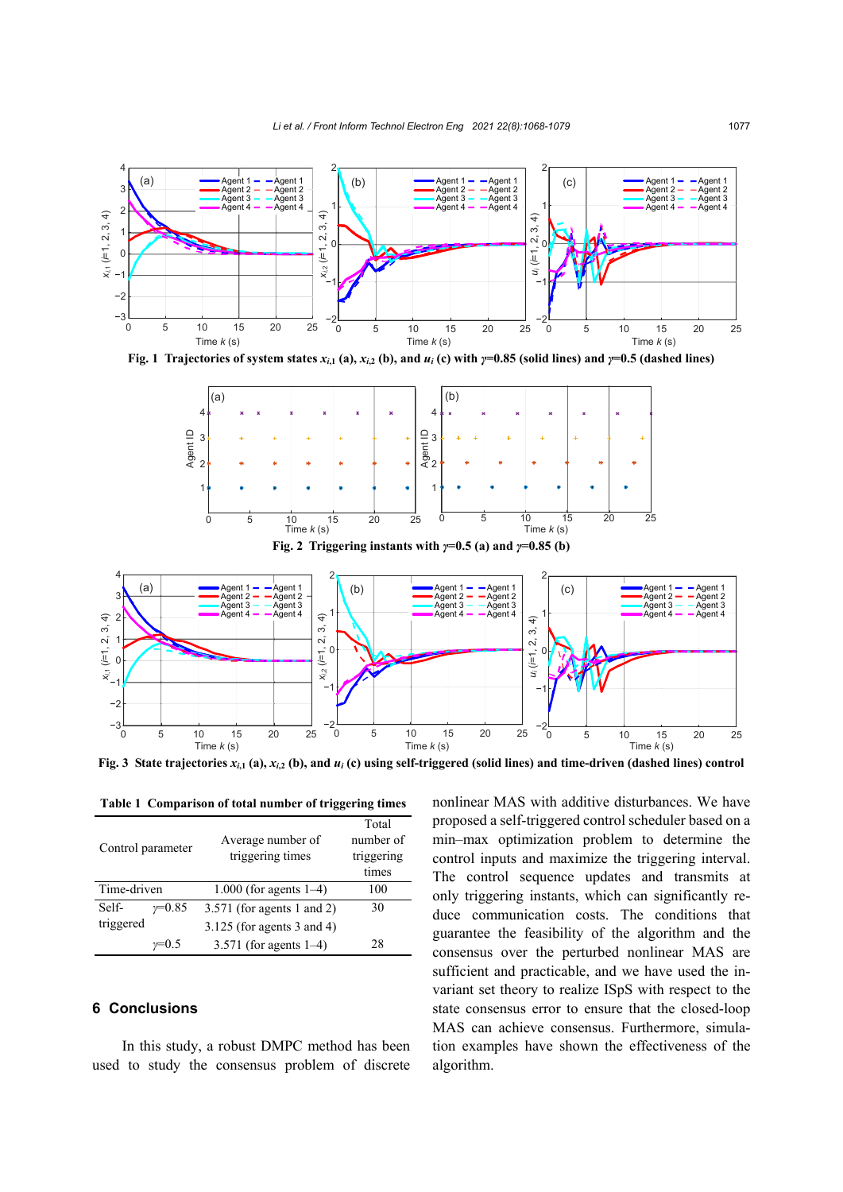Fig. 1 Trajectories of system states $x_{i,1}$ (a), $x_{i,2}$ (b), and $u_i$ (c) with $\gamma$=0.85 (solid lines) and $\gamma$=0.5 (dashed lines)

Fig. 2 Triggering instants with $\gamma$=0.5 (a) and $\gamma$=0.85 (b)

Fig. 3 State trajectories $x_{i,1}$ (a), $x_{i,2}$ (b), and $u_i$ (c) using self-triggered (solid lines) and time-driven (dashed lines) control

**Table 1 Comparison of total number of triggering times**

| Control parameter | | Average number of triggering times | Total number of triggering times |
|---|---|---|---|
| Time-driven | | 1.000 (for agents 1–4) | 100 |
| Self-triggered | $\gamma$=0.85 | 3.571 (for agents 1 and 2)<br>3.125 (for agents 3 and 4) | 30 |
| | $\gamma$=0.5 | 3.571 (for agents 1–4) | 28 |

## 6 Conclusions

In this study, a robust DMPC method has been used to study the consensus problem of discrete nonlinear MAS with additive disturbances. We have proposed a self-triggered control scheduler based on a min–max optimization problem to determine the control inputs and maximize the triggering interval. The control sequence updates and transmits at only triggering instants, which can significantly reduce communication costs. The conditions that guarantee the feasibility of the algorithm and the consensus over the perturbed nonlinear MAS are sufficient and practicable, and we have used the invariant set theory to realize ISpS with respect to the state consensus error to ensure that the closed-loop MAS can achieve consensus. Furthermore, simulation examples have shown the effectiveness of the algorithm.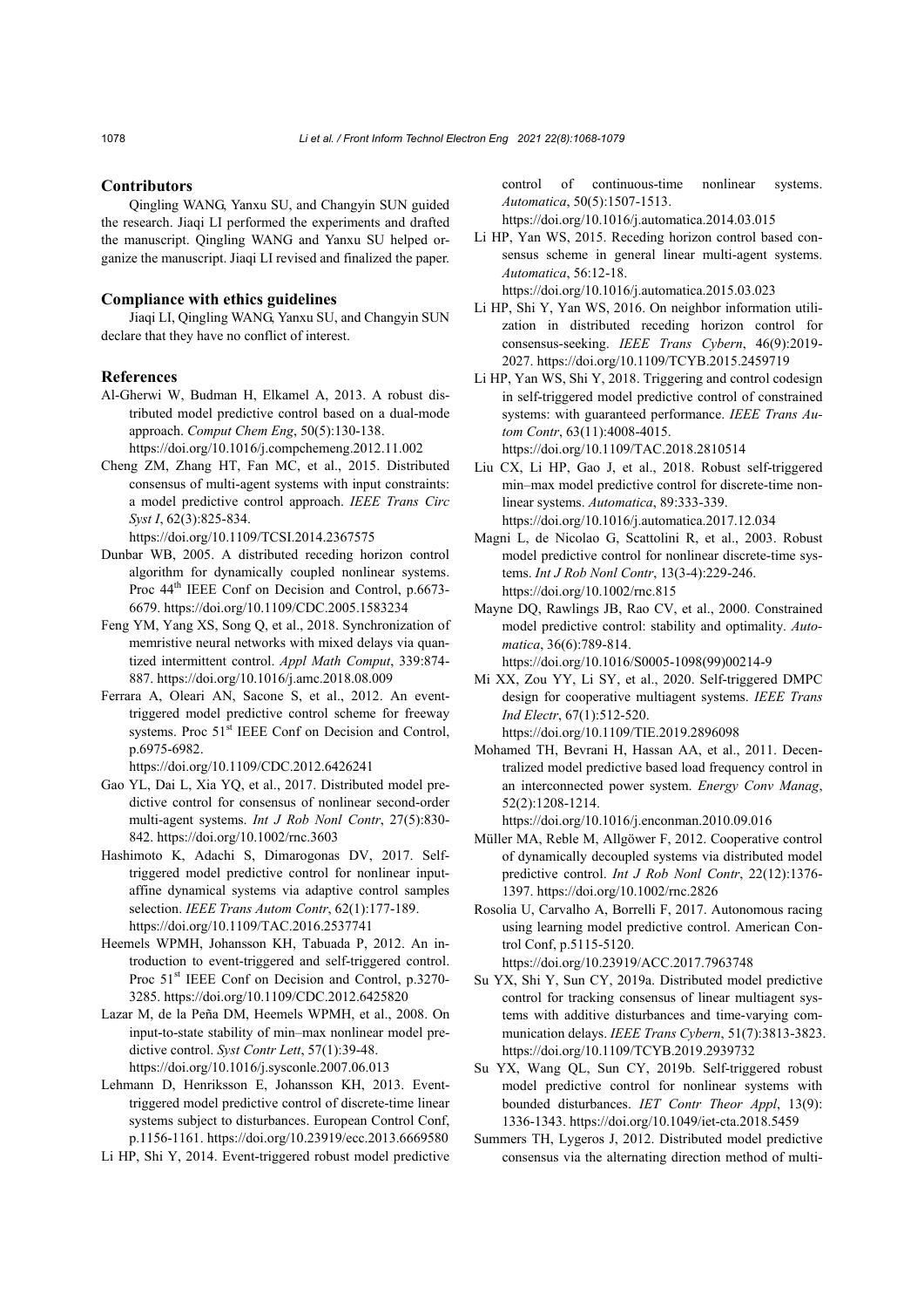## Contributors

Qingling WANG, Yanxu SU, and Changyin SUN guided the research. Jiaqi LI performed the experiments and drafted the manuscript. Qingling WANG and Yanxu SU helped organize the manuscript. Jiaqi LI revised and finalized the paper.

## Compliance with ethics guidelines

Jiaqi LI, Qingling WANG, Yanxu SU, and Changyin SUN declare that they have no conflict of interest.

## References

Al-Gherwi W, Budman H, Elkamel A, 2013. A robust distributed model predictive control based on a dual-mode approach. *Comput Chem Eng*, 50(5):130-138. https://doi.org/10.1016/j.compchemeng.2012.11.002

Cheng ZM, Zhang HT, Fan MC, et al., 2015. Distributed consensus of multi-agent systems with input constraints: a model predictive control approach. *IEEE Trans Circ Syst I*, 62(3):825-834. https://doi.org/10.1109/TCSI.2014.2367575

Dunbar WB, 2005. A distributed receding horizon control algorithm for dynamically coupled nonlinear systems. Proc 44th IEEE Conf on Decision and Control, p.6673-6679. https://doi.org/10.1109/CDC.2005.1583234

Feng YM, Yang XS, Song Q, et al., 2018. Synchronization of memristive neural networks with mixed delays via quantized intermittent control. *Appl Math Comput*, 339:874-887. https://doi.org/10.1016/j.amc.2018.08.009

Ferrara A, Oleari AN, Sacone S, et al., 2012. An event-triggered model predictive control scheme for freeway systems. Proc 51st IEEE Conf on Decision and Control, p.6975-6982. https://doi.org/10.1109/CDC.2012.6426241

Gao YL, Dai L, Xia YQ, et al., 2017. Distributed model predictive control for consensus of nonlinear second-order multi-agent systems. *Int J Rob Nonl Contr*, 27(5):830-842. https://doi.org/10.1002/rnc.3603

Hashimoto K, Adachi S, Dimarogonas DV, 2017. Self-triggered model predictive control for nonlinear input-affine dynamical systems via adaptive control samples selection. *IEEE Trans Autom Contr*, 62(1):177-189. https://doi.org/10.1109/TAC.2016.2537741

Heemels WPMH, Johansson KH, Tabuada P, 2012. An introduction to event-triggered and self-triggered control. Proc 51st IEEE Conf on Decision and Control, p.3270-3285. https://doi.org/10.1109/CDC.2012.6425820

Lazar M, de la Peña DM, Heemels WPMH, et al., 2008. On input-to-state stability of min–max nonlinear model predictive control. *Syst Contr Lett*, 57(1):39-48. https://doi.org/10.1016/j.sysconle.2007.06.013

Lehmann D, Henriksson E, Johansson KH, 2013. Event-triggered model predictive control of discrete-time linear systems subject to disturbances. European Control Conf, p.1156-1161. https://doi.org/10.23919/ecc.2013.6669580

Li HP, Shi Y, 2014. Event-triggered robust model predictive control of continuous-time nonlinear systems. *Automatica*, 50(5):1507-1513. https://doi.org/10.1016/j.automatica.2014.03.015

Li HP, Yan WS, 2015. Receding horizon control based consensus scheme in general linear multi-agent systems. *Automatica*, 56:12-18. https://doi.org/10.1016/j.automatica.2015.03.023

Li HP, Shi Y, Yan WS, 2016. On neighbor information utilization in distributed receding horizon control for consensus-seeking. *IEEE Trans Cybern*, 46(9):2019-2027. https://doi.org/10.1109/TCYB.2015.2459719

Li HP, Yan WS, Shi Y, 2018. Triggering and control codesign in self-triggered model predictive control of constrained systems: with guaranteed performance. *IEEE Trans Autom Contr*, 63(11):4008-4015. https://doi.org/10.1109/TAC.2018.2810514

Liu CX, Li HP, Gao J, et al., 2018. Robust self-triggered min–max model predictive control for discrete-time nonlinear systems. *Automatica*, 89:333-339. https://doi.org/10.1016/j.automatica.2017.12.034

Magni L, de Nicolao G, Scattolini R, et al., 2003. Robust model predictive control for nonlinear discrete-time systems. *Int J Rob Nonl Contr*, 13(3-4):229-246. https://doi.org/10.1002/rnc.815

Mayne DQ, Rawlings JB, Rao CV, et al., 2000. Constrained model predictive control: stability and optimality. *Automatica*, 36(6):789-814. https://doi.org/10.1016/S0005-1098(99)00214-9

Mi XX, Zou YY, Li SY, et al., 2020. Self-triggered DMPC design for cooperative multiagent systems. *IEEE Trans Ind Electr*, 67(1):512-520. https://doi.org/10.1109/TIE.2019.2896098

Mohamed TH, Bevrani H, Hassan AA, et al., 2011. Decentralized model predictive based load frequency control in an interconnected power system. *Energy Conv Manag*, 52(2):1208-1214. https://doi.org/10.1016/j.enconman.2010.09.016

Müller MA, Reble M, Allgöwer F, 2012. Cooperative control of dynamically decoupled systems via distributed model predictive control. *Int J Rob Nonl Contr*, 22(12):1376-1397. https://doi.org/10.1002/rnc.2826

Rosolia U, Carvalho A, Borrelli F, 2017. Autonomous racing using learning model predictive control. American Control Conf, p.5115-5120. https://doi.org/10.23919/ACC.2017.7963748

Su YX, Shi Y, Sun CY, 2019a. Distributed model predictive control for tracking consensus of linear multiagent systems with additive disturbances and time-varying communication delays. *IEEE Trans Cybern*, 51(7):3813-3823. https://doi.org/10.1109/TCYB.2019.2939732

Su YX, Wang QL, Sun CY, 2019b. Self-triggered robust model predictive control for nonlinear systems with bounded disturbances. *IET Contr Theor Appl*, 13(9): 1336-1343. https://doi.org/10.1049/iet-cta.2018.5459

Summers TH, Lygeros J, 2012. Distributed model predictive consensus via the alternating direction method of multi-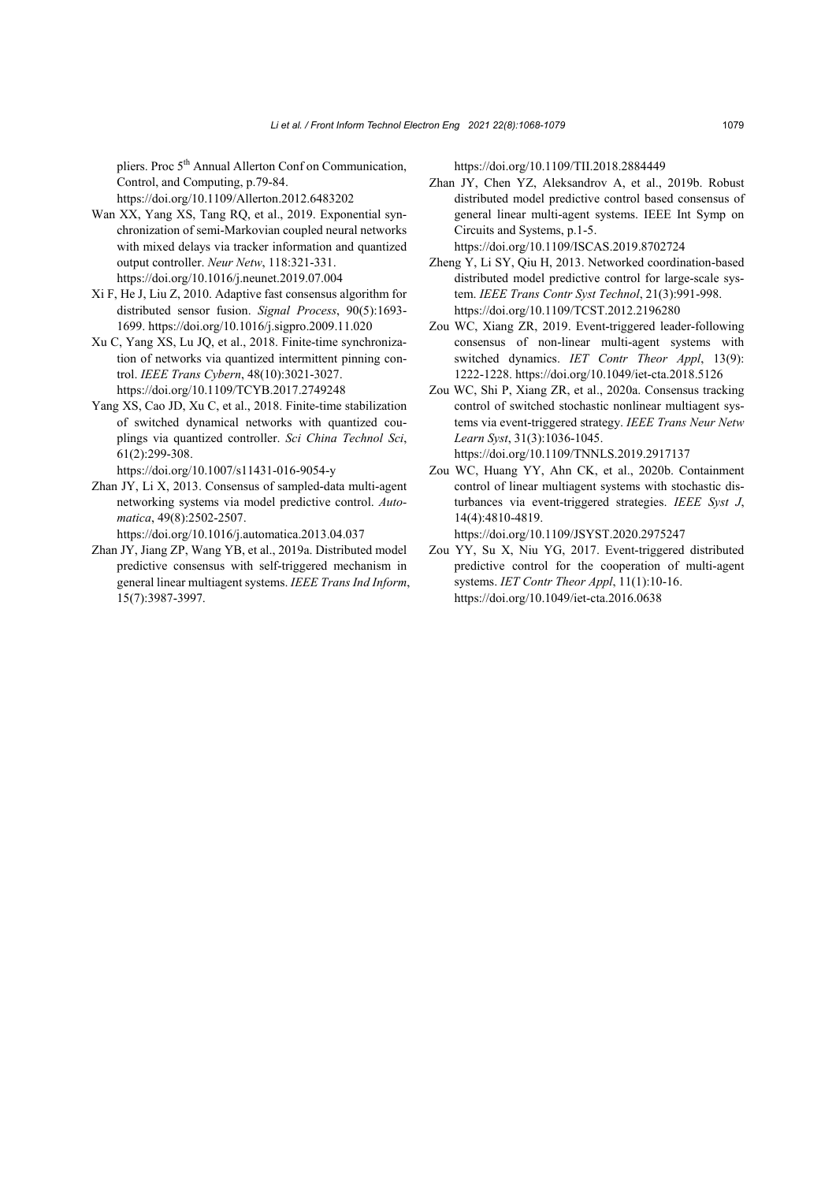pliers. Proc 5th Annual Allerton Conf on Communication, Control, and Computing, p.79-84. https://doi.org/10.1109/Allerton.2012.6483202

Wan XX, Yang XS, Tang RQ, et al., 2019. Exponential synchronization of semi-Markovian coupled neural networks with mixed delays via tracker information and quantized output controller. *Neur Netw*, 118:321-331. https://doi.org/10.1016/j.neunet.2019.07.004

Xi F, He J, Liu Z, 2010. Adaptive fast consensus algorithm for distributed sensor fusion. *Signal Process*, 90(5):1693-1699. https://doi.org/10.1016/j.sigpro.2009.11.020

Xu C, Yang XS, Lu JQ, et al., 2018. Finite-time synchronization of networks via quantized intermittent pinning control. *IEEE Trans Cybern*, 48(10):3021-3027. https://doi.org/10.1109/TCYB.2017.2749248

Yang XS, Cao JD, Xu C, et al., 2018. Finite-time stabilization of switched dynamical networks with quantized couplings via quantized controller. *Sci China Technol Sci*, 61(2):299-308. https://doi.org/10.1007/s11431-016-9054-y

Zhan JY, Li X, 2013. Consensus of sampled-data multi-agent networking systems via model predictive control. *Automatica*, 49(8):2502-2507. https://doi.org/10.1016/j.automatica.2013.04.037

Zhan JY, Jiang ZP, Wang YB, et al., 2019a. Distributed model predictive consensus with self-triggered mechanism in general linear multiagent systems. *IEEE Trans Ind Inform*, 15(7):3987-3997. https://doi.org/10.1109/TII.2018.2884449

Zhan JY, Chen YZ, Aleksandrov A, et al., 2019b. Robust distributed model predictive control based consensus of general linear multi-agent systems. IEEE Int Symp on Circuits and Systems, p.1-5. https://doi.org/10.1109/ISCAS.2019.8702724

Zheng Y, Li SY, Qiu H, 2013. Networked coordination-based distributed model predictive control for large-scale system. *IEEE Trans Contr Syst Technol*, 21(3):991-998. https://doi.org/10.1109/TCST.2012.2196280

Zou WC, Xiang ZR, 2019. Event-triggered leader-following consensus of non-linear multi-agent systems with switched dynamics. *IET Contr Theor Appl*, 13(9): 1222-1228. https://doi.org/10.1049/iet-cta.2018.5126

Zou WC, Shi P, Xiang ZR, et al., 2020a. Consensus tracking control of switched stochastic nonlinear multiagent systems via event-triggered strategy. *IEEE Trans Neur Netw Learn Syst*, 31(3):1036-1045. https://doi.org/10.1109/TNNLS.2019.2917137

Zou WC, Huang YY, Ahn CK, et al., 2020b. Containment control of linear multiagent systems with stochastic disturbances via event-triggered strategies. *IEEE Syst J*, 14(4):4810-4819. https://doi.org/10.1109/JSYST.2020.2975247

Zou YY, Su X, Niu YG, 2017. Event-triggered distributed predictive control for the cooperation of multi-agent systems. *IET Contr Theor Appl*, 11(1):10-16. https://doi.org/10.1049/iet-cta.2016.0638